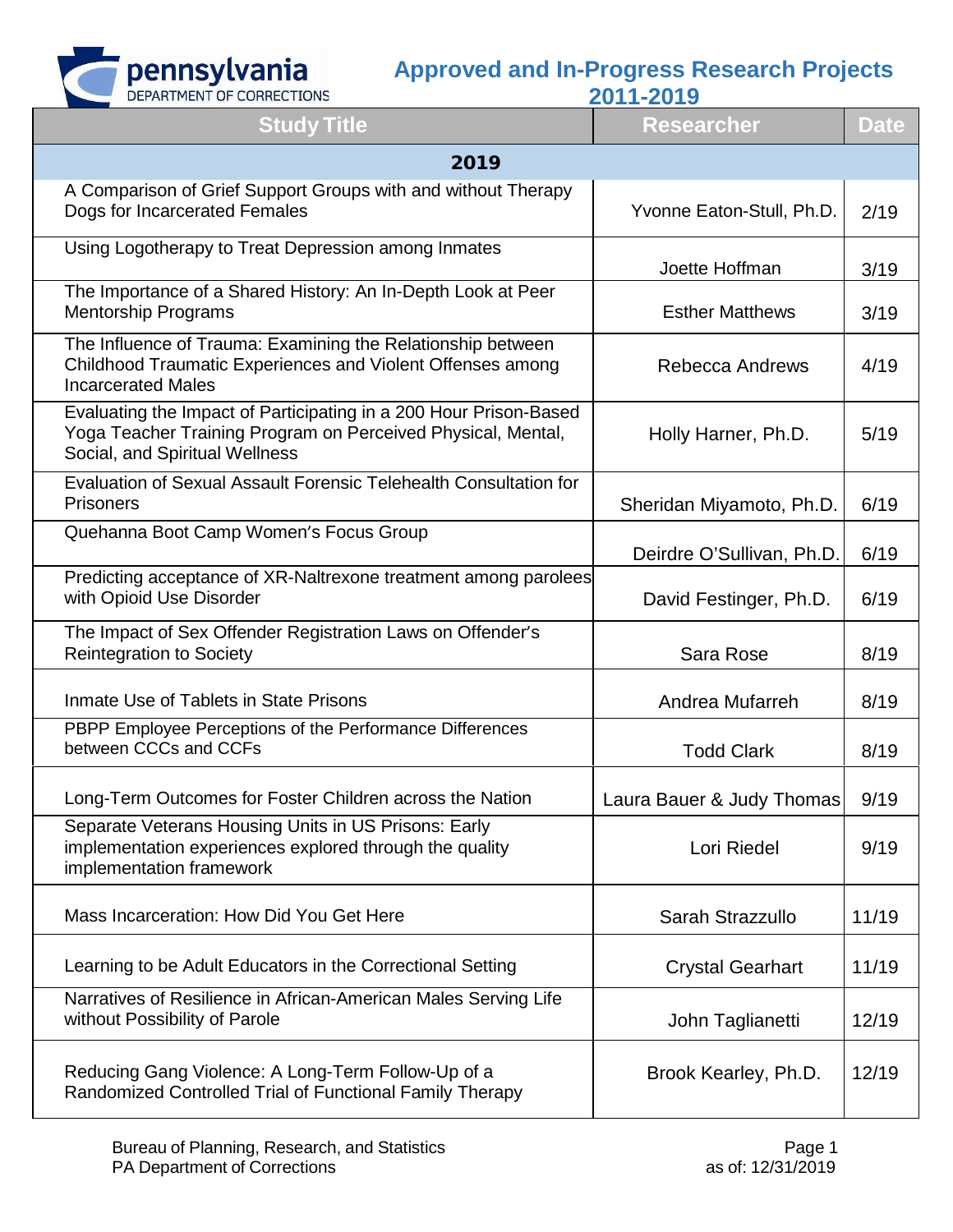pennsylvania
DEPARTMENT OF CORRECTIONS

# Approved and In-Progress Research Projects 2011-2019

| Study Title | Researcher | Date |
|---|---|---|
| **2019** | | |
| A Comparison of Grief Support Groups with and without Therapy Dogs for Incarcerated Females | Yvonne Eaton-Stull, Ph.D. | 2/19 |
| Using Logotherapy to Treat Depression among Inmates | Joette Hoffman | 3/19 |
| The Importance of a Shared History: An In-Depth Look at Peer Mentorship Programs | Esther Matthews | 3/19 |
| The Influence of Trauma: Examining the Relationship between Childhood Traumatic Experiences and Violent Offenses among Incarcerated Males | Rebecca Andrews | 4/19 |
| Evaluating the Impact of Participating in a 200 Hour Prison-Based Yoga Teacher Training Program on Perceived Physical, Mental, Social, and Spiritual Wellness | Holly Harner, Ph.D. | 5/19 |
| Evaluation of Sexual Assault Forensic Telehealth Consultation for Prisoners | Sheridan Miyamoto, Ph.D. | 6/19 |
| Quehanna Boot Camp Women's Focus Group | Deirdre O'Sullivan, Ph.D. | 6/19 |
| Predicting acceptance of XR-Naltrexone treatment among parolees with Opioid Use Disorder | David Festinger, Ph.D. | 6/19 |
| The Impact of Sex Offender Registration Laws on Offender's Reintegration to Society | Sara Rose | 8/19 |
| Inmate Use of Tablets in State Prisons | Andrea Mufarreh | 8/19 |
| PBPP Employee Perceptions of the Performance Differences between CCCs and CCFs | Todd Clark | 8/19 |
| Long-Term Outcomes for Foster Children across the Nation | Laura Bauer & Judy Thomas | 9/19 |
| Separate Veterans Housing Units in US Prisons: Early implementation experiences explored through the quality implementation framework | Lori Riedel | 9/19 |
| Mass Incarceration: How Did You Get Here | Sarah Strazzullo | 11/19 |
| Learning to be Adult Educators in the Correctional Setting | Crystal Gearhart | 11/19 |
| Narratives of Resilience in African-American Males Serving Life without Possibility of Parole | John Taglianetti | 12/19 |
| Reducing Gang Violence: A Long-Term Follow-Up of a Randomized Controlled Trial of Functional Family Therapy | Brook Kearley, Ph.D. | 12/19 |

Bureau of Planning, Research, and Statistics
PA Department of Corrections

as of: 12/31/2019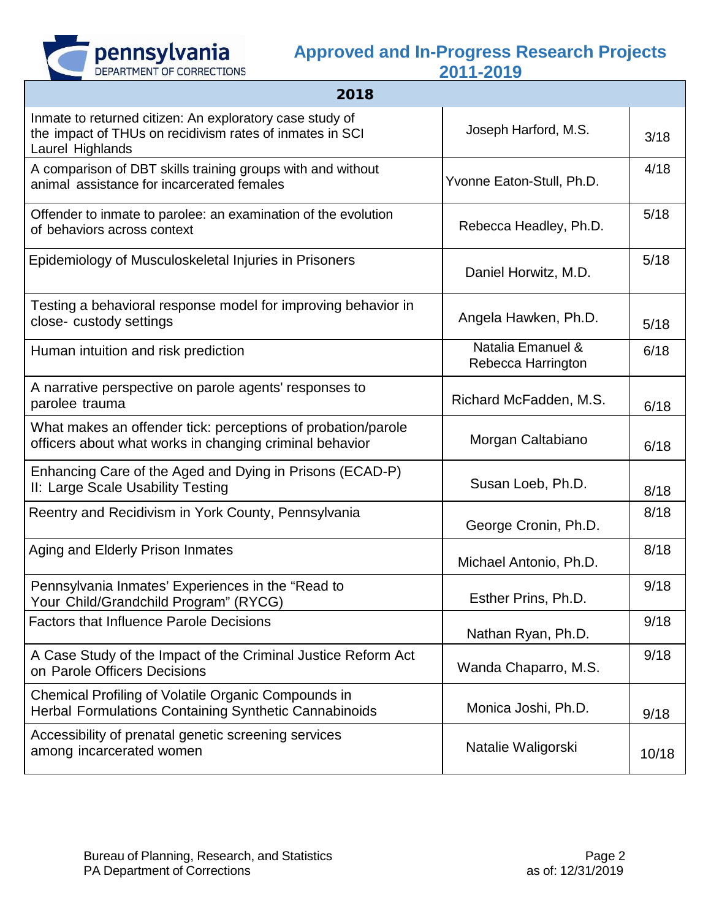# Approved and In-Progress Research Projects 2011-2019

| 2018 | | |
|---|---|---|
| Inmate to returned citizen: An exploratory case study of the impact of THUs on recidivism rates of inmates in SCI Laurel Highlands | Joseph Harford, M.S. | 3/18 |
| A comparison of DBT skills training groups with and without animal assistance for incarcerated females | Yvonne Eaton-Stull, Ph.D. | 4/18 |
| Offender to inmate to parolee: an examination of the evolution of behaviors across context | Rebecca Headley, Ph.D. | 5/18 |
| Epidemiology of Musculoskeletal Injuries in Prisoners | Daniel Horwitz, M.D. | 5/18 |
| Testing a behavioral response model for improving behavior in close- custody settings | Angela Hawken, Ph.D. | 5/18 |
| Human intuition and risk prediction | Natalia Emanuel & Rebecca Harrington | 6/18 |
| A narrative perspective on parole agents' responses to parolee trauma | Richard McFadden, M.S. | 6/18 |
| What makes an offender tick: perceptions of probation/parole officers about what works in changing criminal behavior | Morgan Caltabiano | 6/18 |
| Enhancing Care of the Aged and Dying in Prisons (ECAD-P) II: Large Scale Usability Testing | Susan Loeb, Ph.D. | 8/18 |
| Reentry and Recidivism in York County, Pennsylvania | George Cronin, Ph.D. | 8/18 |
| Aging and Elderly Prison Inmates | Michael Antonio, Ph.D. | 8/18 |
| Pennsylvania Inmates' Experiences in the "Read to Your Child/Grandchild Program" (RYCG) | Esther Prins, Ph.D. | 9/18 |
| Factors that Influence Parole Decisions | Nathan Ryan, Ph.D. | 9/18 |
| A Case Study of the Impact of the Criminal Justice Reform Act on Parole Officers Decisions | Wanda Chaparro, M.S. | 9/18 |
| Chemical Profiling of Volatile Organic Compounds in Herbal Formulations Containing Synthetic Cannabinoids | Monica Joshi, Ph.D. | 9/18 |
| Accessibility of prenatal genetic screening services among incarcerated women | Natalie Waligorski | 10/18 |

Bureau of Planning, Research, and Statistics
PA Department of Corrections

as of: 12/31/2019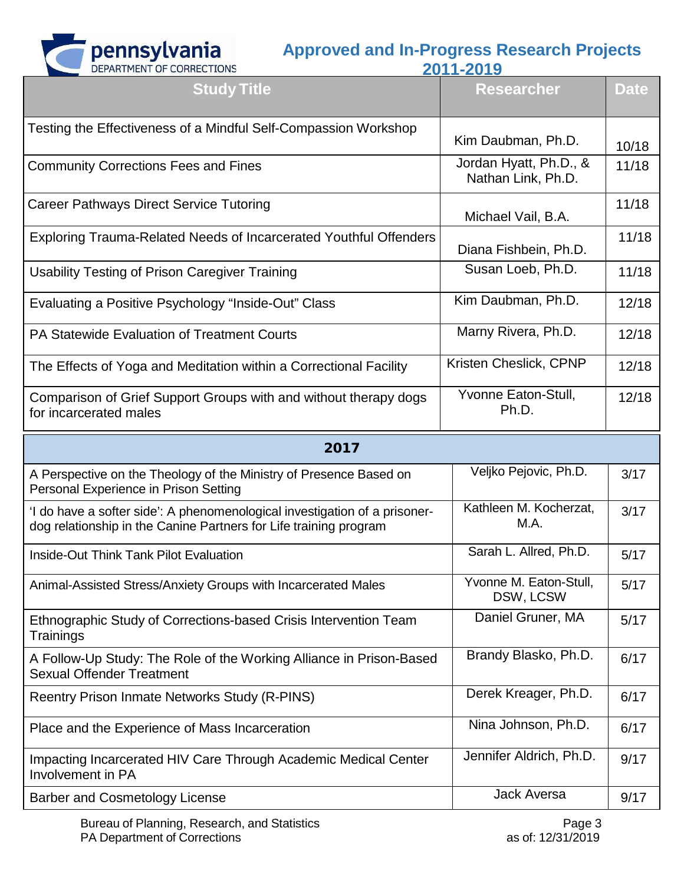# Approved and In-Progress Research Projects 2011-2019

| Study Title | Researcher | Date |
|---|---|---|
| Testing the Effectiveness of a Mindful Self-Compassion Workshop | Kim Daubman, Ph.D. | 10/18 |
| Community Corrections Fees and Fines | Jordan Hyatt, Ph.D., & Nathan Link, Ph.D. | 11/18 |
| Career Pathways Direct Service Tutoring | Michael Vail, B.A. | 11/18 |
| Exploring Trauma-Related Needs of Incarcerated Youthful Offenders | Diana Fishbein, Ph.D. | 11/18 |
| Usability Testing of Prison Caregiver Training | Susan Loeb, Ph.D. | 11/18 |
| Evaluating a Positive Psychology "Inside-Out" Class | Kim Daubman, Ph.D. | 12/18 |
| PA Statewide Evaluation of Treatment Courts | Marny Rivera, Ph.D. | 12/18 |
| The Effects of Yoga and Meditation within a Correctional Facility | Kristen Cheslick, CPNP | 12/18 |
| Comparison of Grief Support Groups with and without therapy dogs for incarcerated males | Yvonne Eaton-Stull, Ph.D. | 12/18 |
| **2017** | | |
| A Perspective on the Theology of the Ministry of Presence Based on Personal Experience in Prison Setting | Veljko Pejovic, Ph.D. | 3/17 |
| 'I do have a softer side': A phenomenological investigation of a prisoner-dog relationship in the Canine Partners for Life training program | Kathleen M. Kocherzat, M.A. | 3/17 |
| Inside-Out Think Tank Pilot Evaluation | Sarah L. Allred, Ph.D. | 5/17 |
| Animal-Assisted Stress/Anxiety Groups with Incarcerated Males | Yvonne M. Eaton-Stull, DSW, LCSW | 5/17 |
| Ethnographic Study of Corrections-based Crisis Intervention Team Trainings | Daniel Gruner, MA | 5/17 |
| A Follow-Up Study: The Role of the Working Alliance in Prison-Based Sexual Offender Treatment | Brandy Blasko, Ph.D. | 6/17 |
| Reentry Prison Inmate Networks Study (R-PINS) | Derek Kreager, Ph.D. | 6/17 |
| Place and the Experience of Mass Incarceration | Nina Johnson, Ph.D. | 6/17 |
| Impacting Incarcerated HIV Care Through Academic Medical Center Involvement in PA | Jennifer Aldrich, Ph.D. | 9/17 |
| Barber and Cosmetology License | Jack Aversa | 9/17 |

Bureau of Planning, Research, and Statistics
PA Department of Corrections

as of: 12/31/2019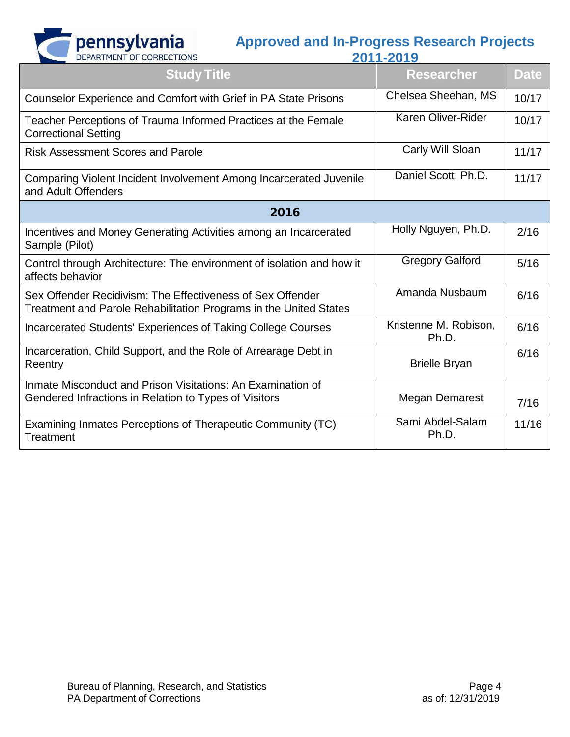# Approved and In-Progress Research Projects 2011-2019

| Study Title | Researcher | Date |
| --- | --- | --- |
| Counselor Experience and Comfort with Grief in PA State Prisons | Chelsea Sheehan, MS | 10/17 |
| Teacher Perceptions of Trauma Informed Practices at the Female Correctional Setting | Karen Oliver-Rider | 10/17 |
| Risk Assessment Scores and Parole | Carly Will Sloan | 11/17 |
| Comparing Violent Incident Involvement Among Incarcerated Juvenile and Adult Offenders | Daniel Scott, Ph.D. | 11/17 |
| **2016** | | |
| Incentives and Money Generating Activities among an Incarcerated Sample (Pilot) | Holly Nguyen, Ph.D. | 2/16 |
| Control through Architecture: The environment of isolation and how it affects behavior | Gregory Galford | 5/16 |
| Sex Offender Recidivism: The Effectiveness of Sex Offender Treatment and Parole Rehabilitation Programs in the United States | Amanda Nusbaum | 6/16 |
| Incarcerated Students' Experiences of Taking College Courses | Kristenne M. Robison, Ph.D. | 6/16 |
| Incarceration, Child Support, and the Role of Arrearage Debt in Reentry | Brielle Bryan | 6/16 |
| Inmate Misconduct and Prison Visitations: An Examination of Gendered Infractions in Relation to Types of Visitors | Megan Demarest | 7/16 |
| Examining Inmates Perceptions of Therapeutic Community (TC) Treatment | Sami Abdel-Salam Ph.D. | 11/16 |

Bureau of Planning, Research, and Statistics
PA Department of Corrections

as of: 12/31/2019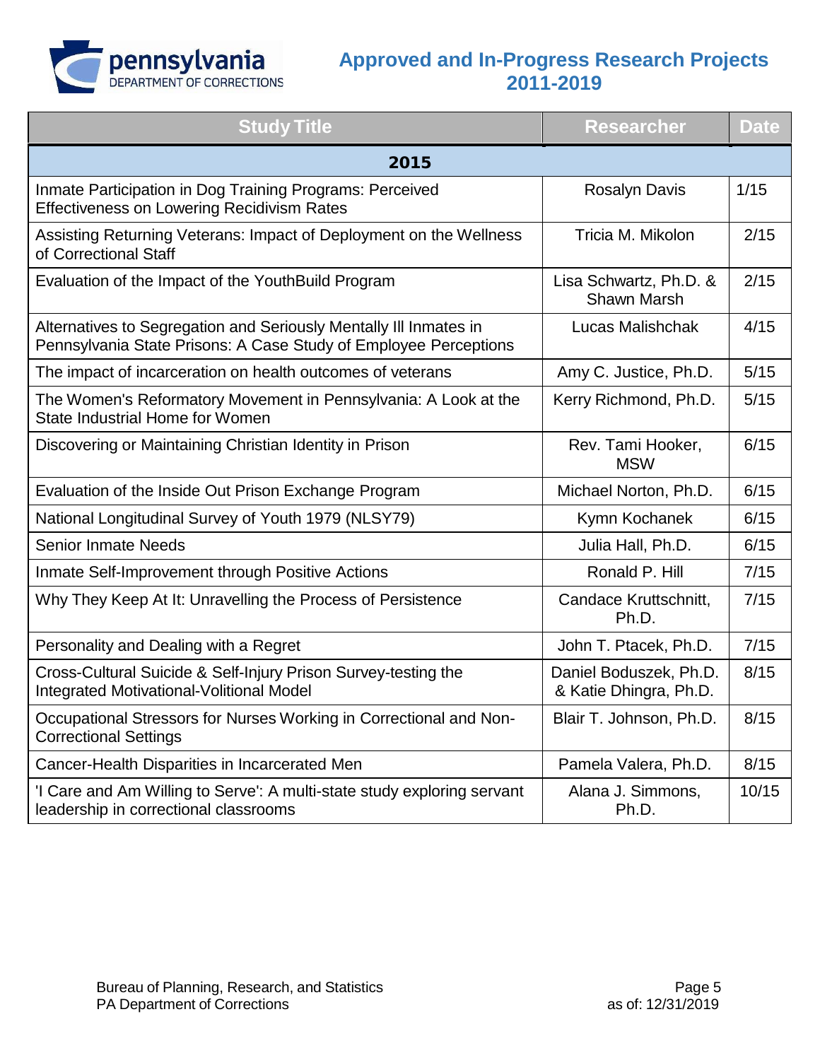# Approved and In-Progress Research Projects 2011-2019

| Study Title | Researcher | Date |
|---|---|---|
| **2015** | | |
| Inmate Participation in Dog Training Programs: Perceived Effectiveness on Lowering Recidivism Rates | Rosalyn Davis | 1/15 |
| Assisting Returning Veterans: Impact of Deployment on the Wellness of Correctional Staff | Tricia M. Mikolon | 2/15 |
| Evaluation of the Impact of the YouthBuild Program | Lisa Schwartz, Ph.D. & Shawn Marsh | 2/15 |
| Alternatives to Segregation and Seriously Mentally Ill Inmates in Pennsylvania State Prisons: A Case Study of Employee Perceptions | Lucas Malishchak | 4/15 |
| The impact of incarceration on health outcomes of veterans | Amy C. Justice, Ph.D. | 5/15 |
| The Women's Reformatory Movement in Pennsylvania: A Look at the State Industrial Home for Women | Kerry Richmond, Ph.D. | 5/15 |
| Discovering or Maintaining Christian Identity in Prison | Rev. Tami Hooker, MSW | 6/15 |
| Evaluation of the Inside Out Prison Exchange Program | Michael Norton, Ph.D. | 6/15 |
| National Longitudinal Survey of Youth 1979 (NLSY79) | Kymn Kochanek | 6/15 |
| Senior Inmate Needs | Julia Hall, Ph.D. | 6/15 |
| Inmate Self-Improvement through Positive Actions | Ronald P. Hill | 7/15 |
| Why They Keep At It: Unravelling the Process of Persistence | Candace Kruttschnitt, Ph.D. | 7/15 |
| Personality and Dealing with a Regret | John T. Ptacek, Ph.D. | 7/15 |
| Cross-Cultural Suicide & Self-Injury Prison Survey-testing the Integrated Motivational-Volitional Model | Daniel Boduszek, Ph.D. & Katie Dhingra, Ph.D. | 8/15 |
| Occupational Stressors for Nurses Working in Correctional and Non-Correctional Settings | Blair T. Johnson, Ph.D. | 8/15 |
| Cancer-Health Disparities in Incarcerated Men | Pamela Valera, Ph.D. | 8/15 |
| 'I Care and Am Willing to Serve': A multi-state study exploring servant leadership in correctional classrooms | Alana J. Simmons, Ph.D. | 10/15 |

Bureau of Planning, Research, and Statistics
PA Department of Corrections

as of: 12/31/2019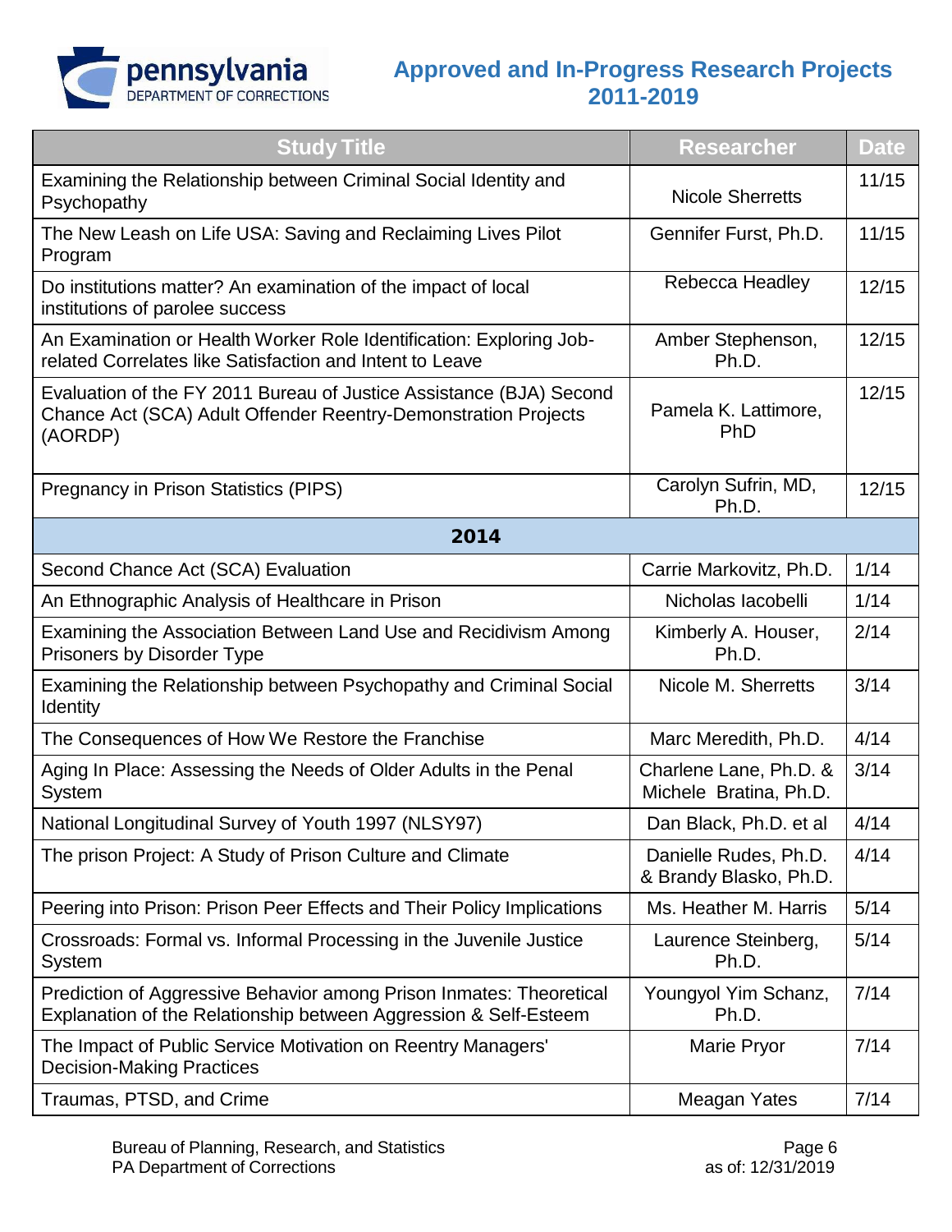# Approved and In-Progress Research Projects 2011-2019

| Study Title | Researcher | Date |
|---|---|---|
| Examining the Relationship between Criminal Social Identity and Psychopathy | Nicole Sherretts | 11/15 |
| The New Leash on Life USA: Saving and Reclaiming Lives Pilot Program | Gennifer Furst, Ph.D. | 11/15 |
| Do institutions matter? An examination of the impact of local institutions of parolee success | Rebecca Headley | 12/15 |
| An Examination or Health Worker Role Identification: Exploring Job-related Correlates like Satisfaction and Intent to Leave | Amber Stephenson, Ph.D. | 12/15 |
| Evaluation of the FY 2011 Bureau of Justice Assistance (BJA) Second Chance Act (SCA) Adult Offender Reentry-Demonstration Projects (AORDP) | Pamela K. Lattimore, PhD | 12/15 |
| Pregnancy in Prison Statistics (PIPS) | Carolyn Sufrin, MD, Ph.D. | 12/15 |
| **2014** | | |
| Second Chance Act (SCA) Evaluation | Carrie Markovitz, Ph.D. | 1/14 |
| An Ethnographic Analysis of Healthcare in Prison | Nicholas Iacobelli | 1/14 |
| Examining the Association Between Land Use and Recidivism Among Prisoners by Disorder Type | Kimberly A. Houser, Ph.D. | 2/14 |
| Examining the Relationship between Psychopathy and Criminal Social Identity | Nicole M. Sherretts | 3/14 |
| The Consequences of How We Restore the Franchise | Marc Meredith, Ph.D. | 4/14 |
| Aging In Place: Assessing the Needs of Older Adults in the Penal System | Charlene Lane, Ph.D. & Michele Bratina, Ph.D. | 3/14 |
| National Longitudinal Survey of Youth 1997 (NLSY97) | Dan Black, Ph.D. et al | 4/14 |
| The prison Project: A Study of Prison Culture and Climate | Danielle Rudes, Ph.D. & Brandy Blasko, Ph.D. | 4/14 |
| Peering into Prison: Prison Peer Effects and Their Policy Implications | Ms. Heather M. Harris | 5/14 |
| Crossroads: Formal vs. Informal Processing in the Juvenile Justice System | Laurence Steinberg, Ph.D. | 5/14 |
| Prediction of Aggressive Behavior among Prison Inmates: Theoretical Explanation of the Relationship between Aggression & Self-Esteem | Youngyol Yim Schanz, Ph.D. | 7/14 |
| The Impact of Public Service Motivation on Reentry Managers' Decision-Making Practices | Marie Pryor | 7/14 |
| Traumas, PTSD, and Crime | Meagan Yates | 7/14 |

Bureau of Planning, Research, and Statistics
PA Department of Corrections

as of: 12/31/2019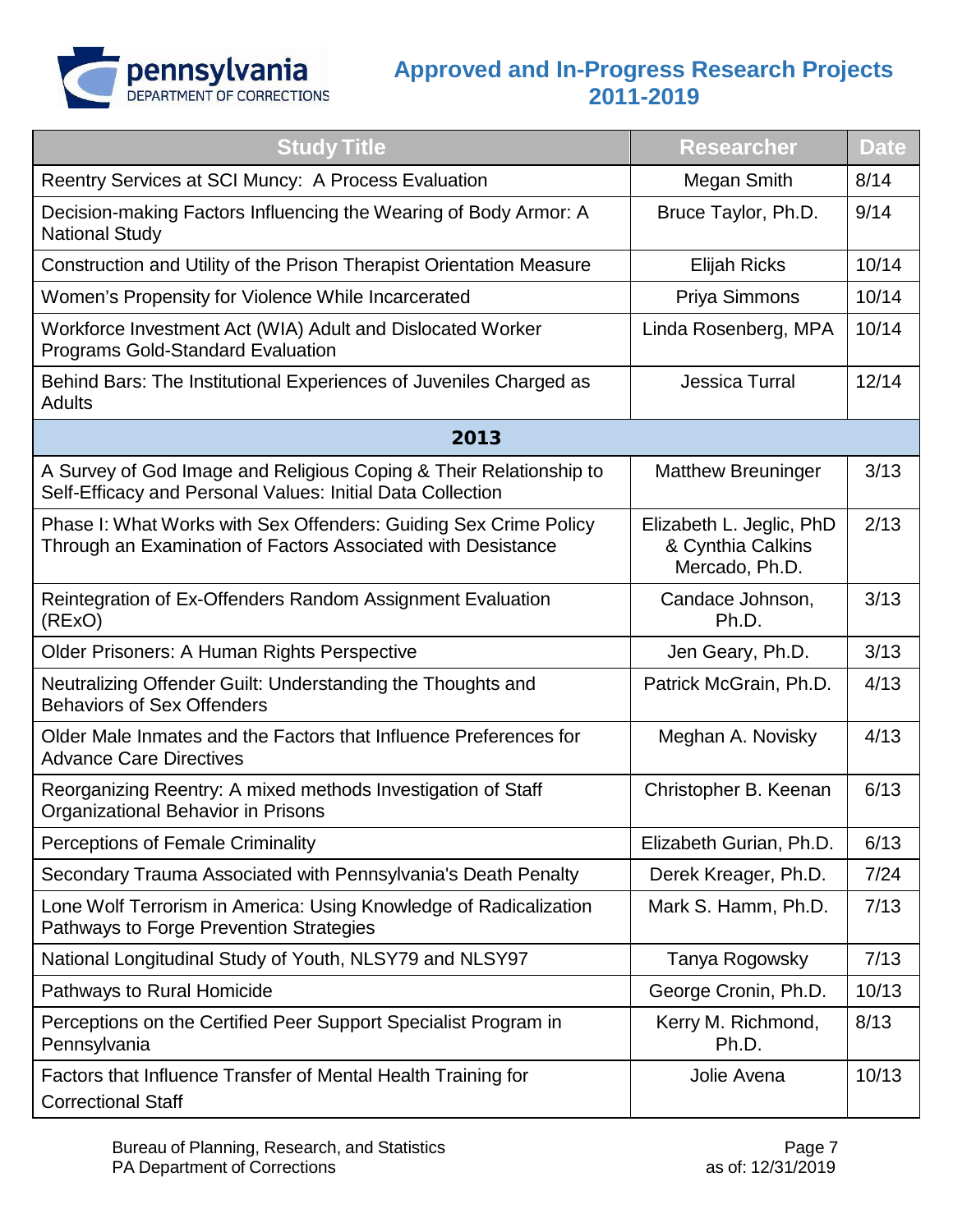# Approved and In-Progress Research Projects 2011-2019

| Study Title | Researcher | Date |
|---|---|---|
| Reentry Services at SCI Muncy: A Process Evaluation | Megan Smith | 8/14 |
| Decision-making Factors Influencing the Wearing of Body Armor: A National Study | Bruce Taylor, Ph.D. | 9/14 |
| Construction and Utility of the Prison Therapist Orientation Measure | Elijah Ricks | 10/14 |
| Women's Propensity for Violence While Incarcerated | Priya Simmons | 10/14 |
| Workforce Investment Act (WIA) Adult and Dislocated Worker Programs Gold-Standard Evaluation | Linda Rosenberg, MPA | 10/14 |
| Behind Bars: The Institutional Experiences of Juveniles Charged as Adults | Jessica Turral | 12/14 |
| **2013** | | |
| A Survey of God Image and Religious Coping & Their Relationship to Self-Efficacy and Personal Values: Initial Data Collection | Matthew Breuninger | 3/13 |
| Phase I: What Works with Sex Offenders: Guiding Sex Crime Policy Through an Examination of Factors Associated with Desistance | Elizabeth L. Jeglic, PhD & Cynthia Calkins Mercado, Ph.D. | 2/13 |
| Reintegration of Ex-Offenders Random Assignment Evaluation (RExO) | Candace Johnson, Ph.D. | 3/13 |
| Older Prisoners: A Human Rights Perspective | Jen Geary, Ph.D. | 3/13 |
| Neutralizing Offender Guilt: Understanding the Thoughts and Behaviors of Sex Offenders | Patrick McGrain, Ph.D. | 4/13 |
| Older Male Inmates and the Factors that Influence Preferences for Advance Care Directives | Meghan A. Novisky | 4/13 |
| Reorganizing Reentry: A mixed methods Investigation of Staff Organizational Behavior in Prisons | Christopher B. Keenan | 6/13 |
| Perceptions of Female Criminality | Elizabeth Gurian, Ph.D. | 6/13 |
| Secondary Trauma Associated with Pennsylvania's Death Penalty | Derek Kreager, Ph.D. | 7/24 |
| Lone Wolf Terrorism in America: Using Knowledge of Radicalization Pathways to Forge Prevention Strategies | Mark S. Hamm, Ph.D. | 7/13 |
| National Longitudinal Study of Youth, NLSY79 and NLSY97 | Tanya Rogowsky | 7/13 |
| Pathways to Rural Homicide | George Cronin, Ph.D. | 10/13 |
| Perceptions on the Certified Peer Support Specialist Program in Pennsylvania | Kerry M. Richmond, Ph.D. | 8/13 |
| Factors that Influence Transfer of Mental Health Training for Correctional Staff | Jolie Avena | 10/13 |

Bureau of Planning, Research, and Statistics
PA Department of Corrections

as of: 12/31/2019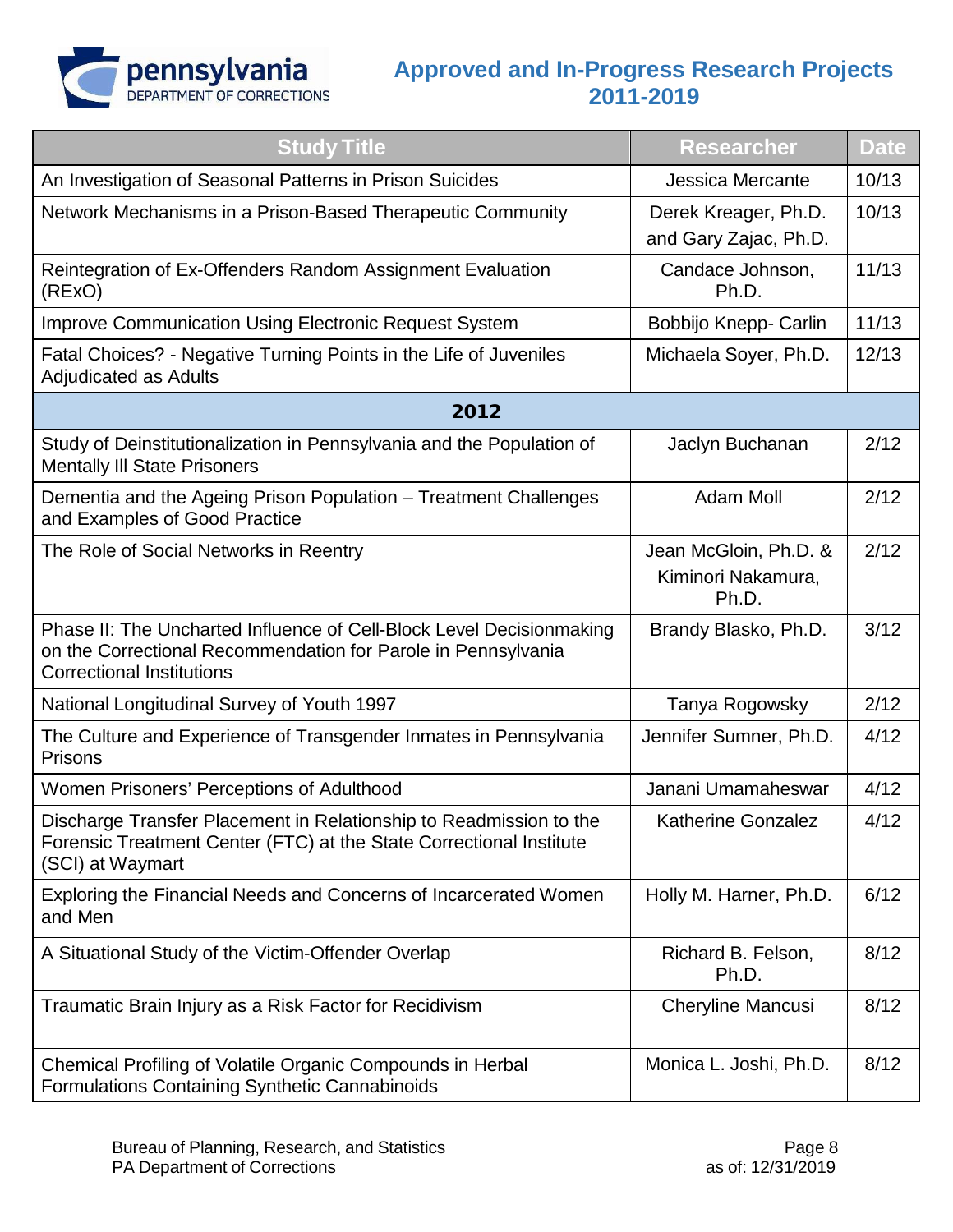# Approved and In-Progress Research Projects 2011-2019

| Study Title | Researcher | Date |
|---|---|---|
| An Investigation of Seasonal Patterns in Prison Suicides | Jessica Mercante | 10/13 |
| Network Mechanisms in a Prison-Based Therapeutic Community | Derek Kreager, Ph.D. and Gary Zajac, Ph.D. | 10/13 |
| Reintegration of Ex-Offenders Random Assignment Evaluation (RExO) | Candace Johnson, Ph.D. | 11/13 |
| Improve Communication Using Electronic Request System | Bobbijo Knepp- Carlin | 11/13 |
| Fatal Choices? - Negative Turning Points in the Life of Juveniles Adjudicated as Adults | Michaela Soyer, Ph.D. | 12/13 |
| **2012** | | |
| Study of Deinstitutionalization in Pennsylvania and the Population of Mentally Ill State Prisoners | Jaclyn Buchanan | 2/12 |
| Dementia and the Ageing Prison Population – Treatment Challenges and Examples of Good Practice | Adam Moll | 2/12 |
| The Role of Social Networks in Reentry | Jean McGloin, Ph.D. & Kiminori Nakamura, Ph.D. | 2/12 |
| Phase II: The Uncharted Influence of Cell-Block Level Decisionmaking on the Correctional Recommendation for Parole in Pennsylvania Correctional Institutions | Brandy Blasko, Ph.D. | 3/12 |
| National Longitudinal Survey of Youth 1997 | Tanya Rogowsky | 2/12 |
| The Culture and Experience of Transgender Inmates in Pennsylvania Prisons | Jennifer Sumner, Ph.D. | 4/12 |
| Women Prisoners' Perceptions of Adulthood | Janani Umamaheswar | 4/12 |
| Discharge Transfer Placement in Relationship to Readmission to the Forensic Treatment Center (FTC) at the State Correctional Institute (SCI) at Waymart | Katherine Gonzalez | 4/12 |
| Exploring the Financial Needs and Concerns of Incarcerated Women and Men | Holly M. Harner, Ph.D. | 6/12 |
| A Situational Study of the Victim-Offender Overlap | Richard B. Felson, Ph.D. | 8/12 |
| Traumatic Brain Injury as a Risk Factor for Recidivism | Cheryline Mancusi | 8/12 |
| Chemical Profiling of Volatile Organic Compounds in Herbal Formulations Containing Synthetic Cannabinoids | Monica L. Joshi, Ph.D. | 8/12 |

Bureau of Planning, Research, and Statistics
PA Department of Corrections

as of: 12/31/2019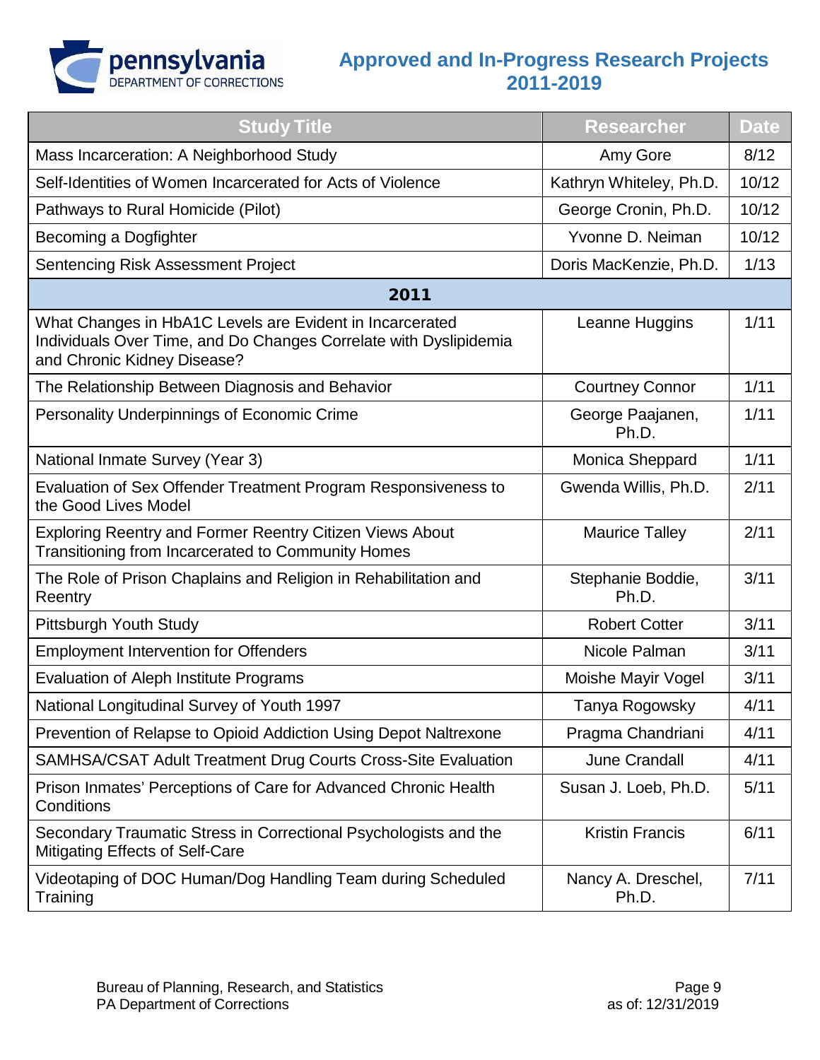# Approved and In-Progress Research Projects 2011-2019

| Study Title | Researcher | Date |
|---|---|---|
| Mass Incarceration: A Neighborhood Study | Amy Gore | 8/12 |
| Self-Identities of Women Incarcerated for Acts of Violence | Kathryn Whiteley, Ph.D. | 10/12 |
| Pathways to Rural Homicide (Pilot) | George Cronin, Ph.D. | 10/12 |
| Becoming a Dogfighter | Yvonne D. Neiman | 10/12 |
| Sentencing Risk Assessment Project | Doris MacKenzie, Ph.D. | 1/13 |
| **2011** | | |
| What Changes in HbA1C Levels are Evident in Incarcerated Individuals Over Time, and Do Changes Correlate with Dyslipidemia and Chronic Kidney Disease? | Leanne Huggins | 1/11 |
| The Relationship Between Diagnosis and Behavior | Courtney Connor | 1/11 |
| Personality Underpinnings of Economic Crime | George Paajanen, Ph.D. | 1/11 |
| National Inmate Survey (Year 3) | Monica Sheppard | 1/11 |
| Evaluation of Sex Offender Treatment Program Responsiveness to the Good Lives Model | Gwenda Willis, Ph.D. | 2/11 |
| Exploring Reentry and Former Reentry Citizen Views About Transitioning from Incarcerated to Community Homes | Maurice Talley | 2/11 |
| The Role of Prison Chaplains and Religion in Rehabilitation and Reentry | Stephanie Boddie, Ph.D. | 3/11 |
| Pittsburgh Youth Study | Robert Cotter | 3/11 |
| Employment Intervention for Offenders | Nicole Palman | 3/11 |
| Evaluation of Aleph Institute Programs | Moishe Mayir Vogel | 3/11 |
| National Longitudinal Survey of Youth 1997 | Tanya Rogowsky | 4/11 |
| Prevention of Relapse to Opioid Addiction Using Depot Naltrexone | Pragma Chandriani | 4/11 |
| SAMHSA/CSAT Adult Treatment Drug Courts Cross-Site Evaluation | June Crandall | 4/11 |
| Prison Inmates' Perceptions of Care for Advanced Chronic Health Conditions | Susan J. Loeb, Ph.D. | 5/11 |
| Secondary Traumatic Stress in Correctional Psychologists and the Mitigating Effects of Self-Care | Kristin Francis | 6/11 |
| Videotaping of DOC Human/Dog Handling Team during Scheduled Training | Nancy A. Dreschel, Ph.D. | 7/11 |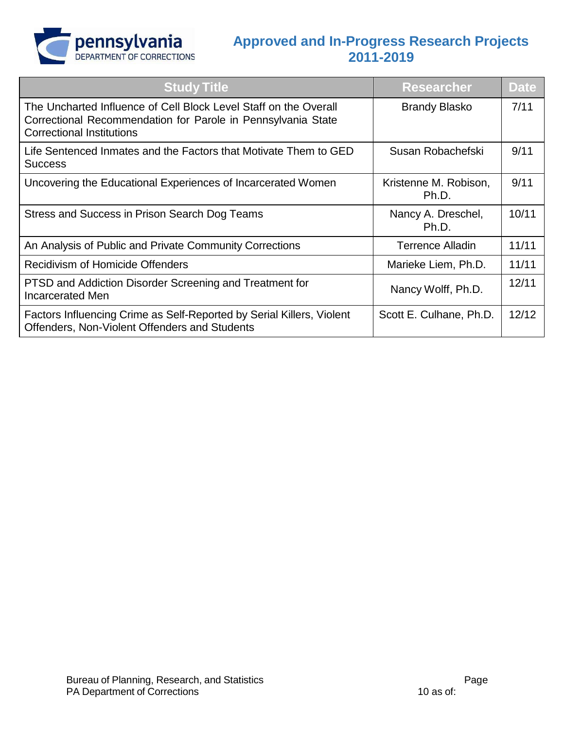# Approved and In-Progress Research Projects 2011-2019

| Study Title | Researcher | Date |
|---|---|---|
| The Uncharted Influence of Cell Block Level Staff on the Overall Correctional Recommendation for Parole in Pennsylvania State Correctional Institutions | Brandy Blasko | 7/11 |
| Life Sentenced Inmates and the Factors that Motivate Them to GED Success | Susan Robachefski | 9/11 |
| Uncovering the Educational Experiences of Incarcerated Women | Kristenne M. Robison, Ph.D. | 9/11 |
| Stress and Success in Prison Search Dog Teams | Nancy A. Dreschel, Ph.D. | 10/11 |
| An Analysis of Public and Private Community Corrections | Terrence Alladin | 11/11 |
| Recidivism of Homicide Offenders | Marieke Liem, Ph.D. | 11/11 |
| PTSD and Addiction Disorder Screening and Treatment for Incarcerated Men | Nancy Wolff, Ph.D. | 12/11 |
| Factors Influencing Crime as Self-Reported by Serial Killers, Violent Offenders, Non-Violent Offenders and Students | Scott E. Culhane, Ph.D. | 12/12 |